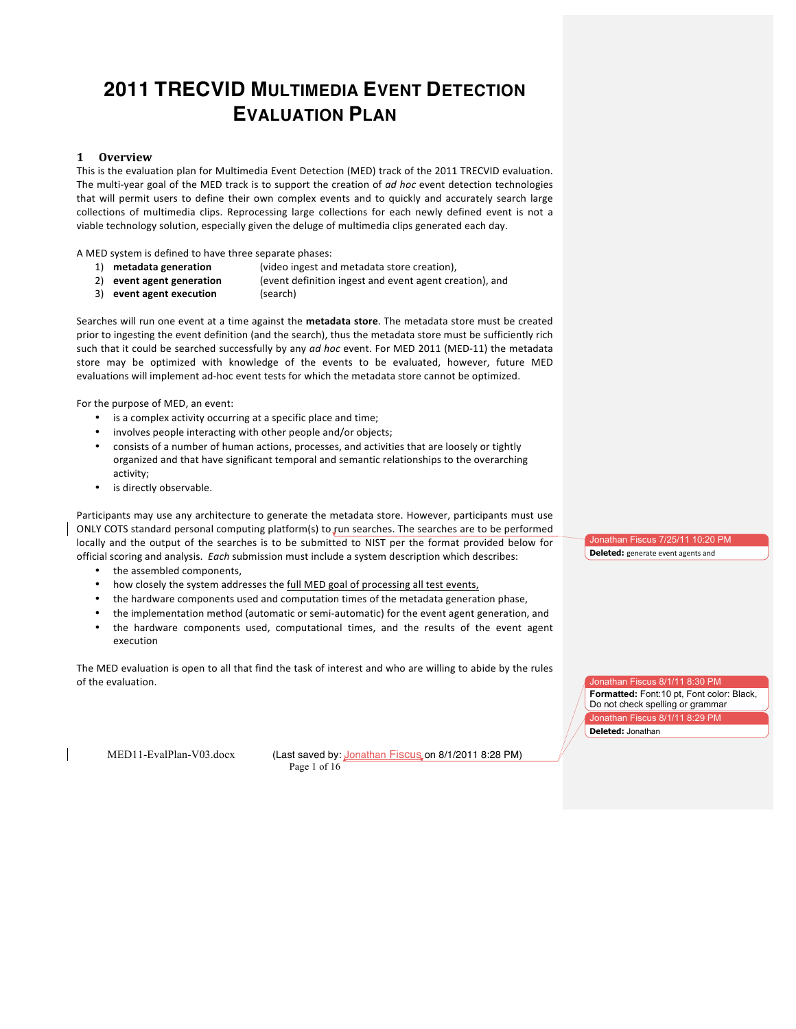# 2011 TRECVID MULTIMEDIA EVENT DETECTION EVALUATION PLAN

## 1 Overview

This is the evaluation plan for Multimedia Event Detection (MED) track of the 2011 TRECVID evaluation. The multi-year goal of the MED track is to support the creation of *ad hoc* event detection technologies that will permit users to define their own complex events and to quickly and accurately search large collections of multimedia clips. Reprocessing large collections for each newly defined event is not a viable technology solution, especially given the deluge of multimedia clips generated each day.

A MED system is defined to have three separate phases:

1) **metadata generation** (video ingest and metadata store creation),
2) **event agent generation** (event definition ingest and event agent creation), and
3) **event agent execution** (search)

Searches will run one event at a time against the **metadata store**. The metadata store must be created prior to ingesting the event definition (and the search), thus the metadata store must be sufficiently rich such that it could be searched successfully by any *ad hoc* event. For MED 2011 (MED-11) the metadata store may be optimized with knowledge of the events to be evaluated, however, future MED evaluations will implement ad-hoc event tests for which the metadata store cannot be optimized.

For the purpose of MED, an event:

- is a complex activity occurring at a specific place and time;
- involves people interacting with other people and/or objects;
- consists of a number of human actions, processes, and activities that are loosely or tightly organized and that have significant temporal and semantic relationships to the overarching activity;
- is directly observable.

Participants may use any architecture to generate the metadata store. However, participants must use ONLY COTS standard personal computing platform(s) to run searches. The searches are to be performed locally and the output of the searches is to be submitted to NIST per the format provided below for official scoring and analysis. *Each* submission must include a system description which describes:

- the assembled components,
- how closely the system addresses the full MED goal of processing all test events,
- the hardware components used and computation times of the metadata generation phase,
- the implementation method (automatic or semi-automatic) for the event agent generation, and
- the hardware components used, computational times, and the results of the event agent execution

The MED evaluation is open to all that find the task of interest and who are willing to abide by the rules of the evaluation.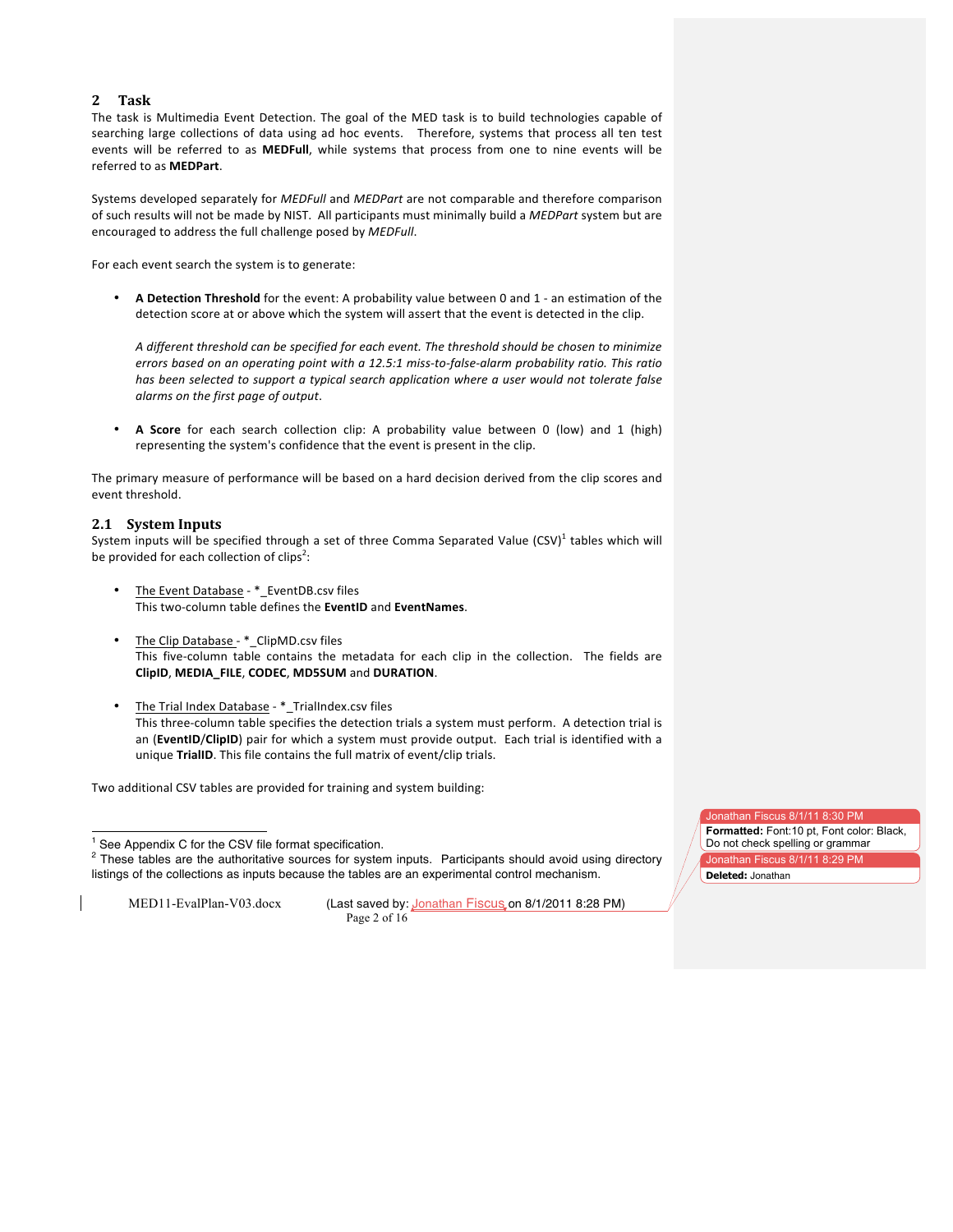## 2 Task

The task is Multimedia Event Detection. The goal of the MED task is to build technologies capable of searching large collections of data using ad hoc events. Therefore, systems that process all ten test events will be referred to as **MEDFull**, while systems that process from one to nine events will be referred to as **MEDPart**.

Systems developed separately for *MEDFull* and *MEDPart* are not comparable and therefore comparison of such results will not be made by NIST. All participants must minimally build a *MEDPart* system but are encouraged to address the full challenge posed by *MEDFull*.

For each event search the system is to generate:

- **A Detection Threshold** for the event: A probability value between 0 and 1 - an estimation of the detection score at or above which the system will assert that the event is detected in the clip.

  *A different threshold can be specified for each event. The threshold should be chosen to minimize errors based on an operating point with a 12.5:1 miss-to-false-alarm probability ratio. This ratio has been selected to support a typical search application where a user would not tolerate false alarms on the first page of output.*

- **A Score** for each search collection clip: A probability value between 0 (low) and 1 (high) representing the system's confidence that the event is present in the clip.

The primary measure of performance will be based on a hard decision derived from the clip scores and event threshold.

### 2.1 System Inputs

System inputs will be specified through a set of three Comma Separated Value (CSV)[1] tables which will be provided for each collection of clips[2]:

- The Event Database - *_EventDB.csv files
  This two-column table defines the **EventID** and **EventNames**.

- The Clip Database - *_ClipMD.csv files
  This five-column table contains the metadata for each clip in the collection. The fields are **ClipID**, **MEDIA_FILE**, **CODEC**, **MD5SUM** and **DURATION**.

- The Trial Index Database - *_TrialIndex.csv files
  This three-column table specifies the detection trials a system must perform. A detection trial is an (**EventID**/**ClipID**) pair for which a system must provide output. Each trial is identified with a unique **TrialID**. This file contains the full matrix of event/clip trials.

Two additional CSV tables are provided for training and system building:

---

[1] See Appendix C for the CSV file format specification.

[2] These tables are the authoritative sources for system inputs. Participants should avoid using directory listings of the collections as inputs because the tables are an experimental control mechanism.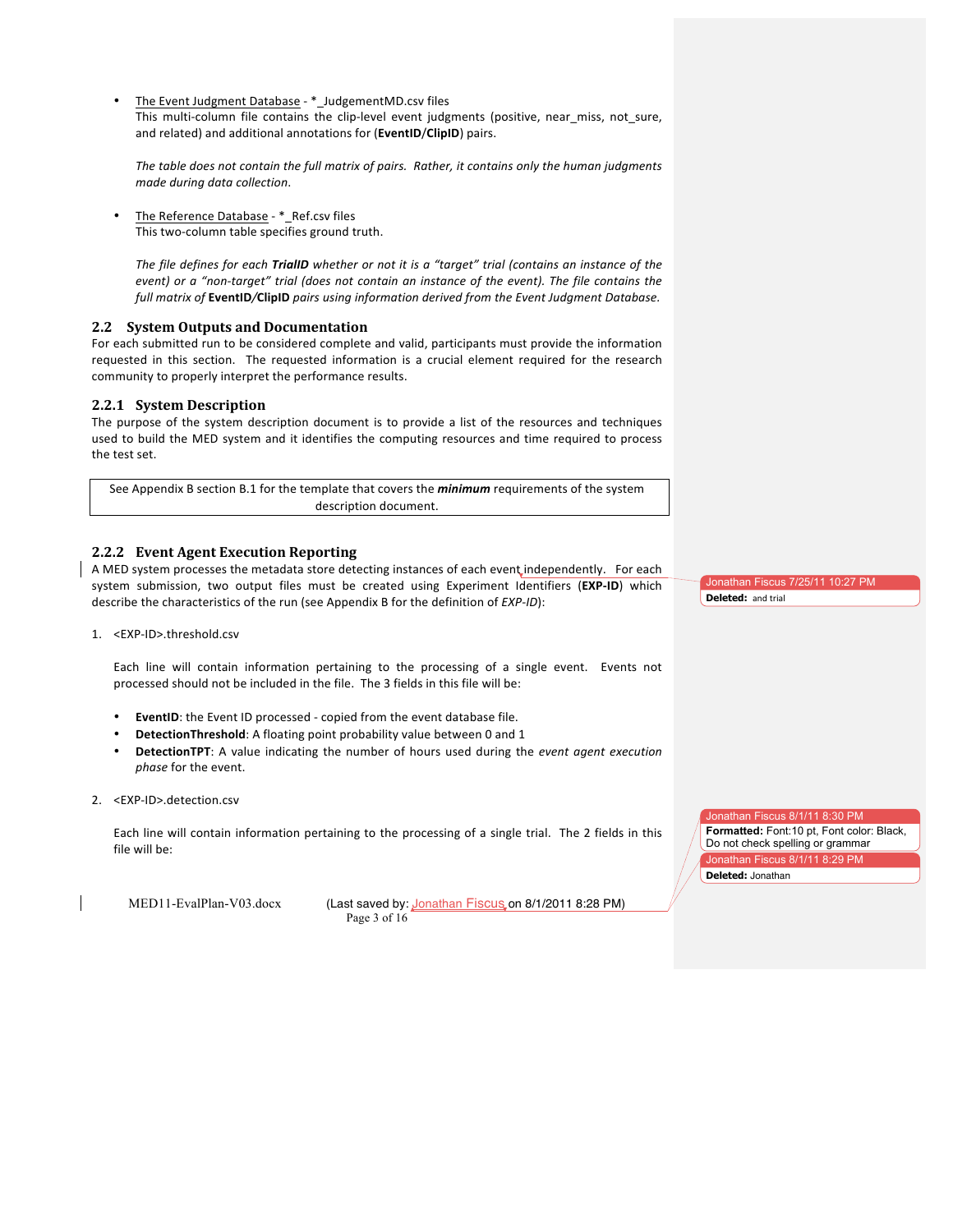- The Event Judgment Database - *_JudgementMD.csv files
  This multi-column file contains the clip-level event judgments (positive, near_miss, not_sure, and related) and additional annotations for (**EventID**/**ClipID**) pairs.

  *The table does not contain the full matrix of pairs. Rather, it contains only the human judgments made during data collection.*

- The Reference Database - *_Ref.csv files
  This two-column table specifies ground truth.

  *The file defines for each **TrialID** whether or not it is a "target" trial (contains an instance of the event) or a "non-target" trial (does not contain an instance of the event). The file contains the full matrix of* **EventID/ClipID** *pairs using information derived from the Event Judgment Database.*

## 2.2 System Outputs and Documentation

For each submitted run to be considered complete and valid, participants must provide the information requested in this section. The requested information is a crucial element required for the research community to properly interpret the performance results.

### 2.2.1 System Description

The purpose of the system description document is to provide a list of the resources and techniques used to build the MED system and it identifies the computing resources and time required to process the test set.

| See Appendix B section B.1 for the template that covers the ***minimum*** requirements of the system description document. |
|---|

### 2.2.2 Event Agent Execution Reporting

A MED system processes the metadata store detecting instances of each event independently. For each system submission, two output files must be created using Experiment Identifiers (**EXP-ID**) which describe the characteristics of the run (see Appendix B for the definition of *EXP-ID*):

1. <EXP-ID>.threshold.csv

   Each line will contain information pertaining to the processing of a single event. Events not processed should not be included in the file. The 3 fields in this file will be:

   - **EventID**: the Event ID processed - copied from the event database file.
   - **DetectionThreshold**: A floating point probability value between 0 and 1
   - **DetectionTPT**: A value indicating the number of hours used during the *event agent execution phase* for the event.

2. <EXP-ID>.detection.csv

   Each line will contain information pertaining to the processing of a single trial. The 2 fields in this file will be: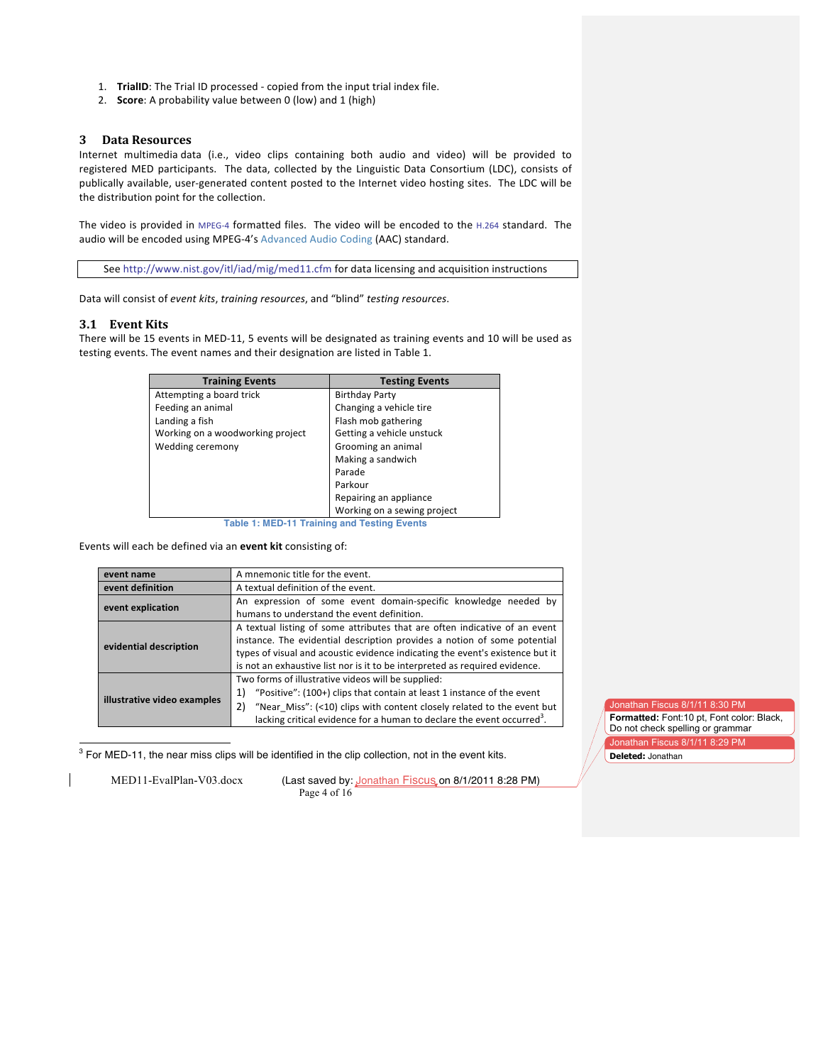1. **TrialID**: The Trial ID processed - copied from the input trial index file.
2. **Score**: A probability value between 0 (low) and 1 (high)

## 3 Data Resources

Internet multimedia data (i.e., video clips containing both audio and video) will be provided to registered MED participants. The data, collected by the Linguistic Data Consortium (LDC), consists of publically available, user-generated content posted to the Internet video hosting sites. The LDC will be the distribution point for the collection.

The video is provided in MPEG-4 formatted files. The video will be encoded to the H.264 standard. The audio will be encoded using MPEG-4's Advanced Audio Coding (AAC) standard.

| See http://www.nist.gov/itl/iad/mig/med11.cfm for data licensing and acquisition instructions |
|---|

Data will consist of *event kits*, *training resources*, and "blind" *testing resources*.

### 3.1 Event Kits

There will be 15 events in MED-11, 5 events will be designated as training events and 10 will be used as testing events. The event names and their designation are listed in Table 1.

| Training Events | Testing Events |
|---|---|
| Attempting a board trick | Birthday Party |
| Feeding an animal | Changing a vehicle tire |
| Landing a fish | Flash mob gathering |
| Working on a woodworking project | Getting a vehicle unstuck |
| Wedding ceremony | Grooming an animal |
| | Making a sandwich |
| | Parade |
| | Parkour |
| | Repairing an appliance |
| | Working on a sewing project |

Table 1: MED-11 Training and Testing Events

Events will each be defined via an **event kit** consisting of:

| | |
|---|---|
| **event name** | A mnemonic title for the event. |
| **event definition** | A textual definition of the event. |
| **event explication** | An expression of some event domain-specific knowledge needed by humans to understand the event definition. |
| **evidential description** | A textual listing of some attributes that are often indicative of an event instance. The evidential description provides a notion of some potential types of visual and acoustic evidence indicating the event's existence but it is not an exhaustive list nor is it to be interpreted as required evidence. |
| **illustrative video examples** | Two forms of illustrative videos will be supplied: 1) "Positive": (100+) clips that contain at least 1 instance of the event 2) "Near_Miss": (<10) clips with content closely related to the event but lacking critical evidence for a human to declare the event occurred[3]. |

[3] For MED-11, the near miss clips will be identified in the clip collection, not in the event kits.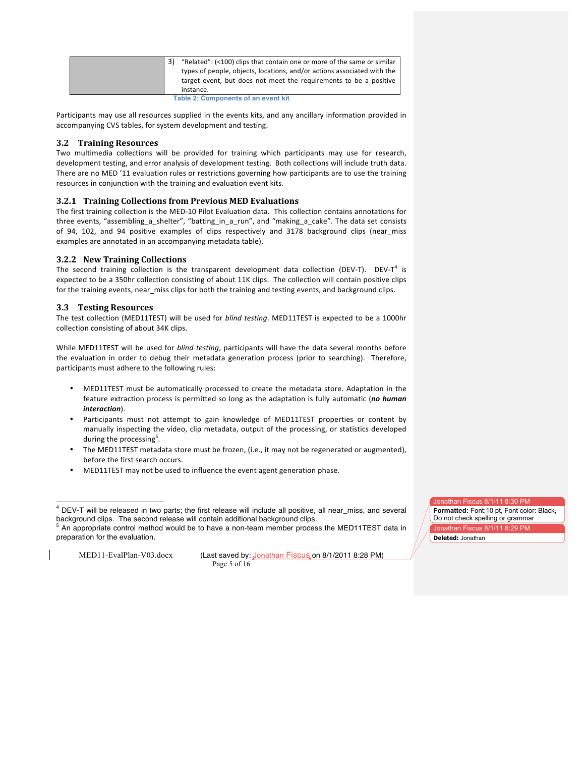| | 3) "Related": (<100) clips that contain one or more of the same or similar types of people, objects, locations, and/or actions associated with the target event, but does not meet the requirements to be a positive instance. |
|---|---|

Table 2: Components of an event kit

Participants may use all resources supplied in the events kits, and any ancillary information provided in accompanying CVS tables, for system development and testing.

### 3.2 Training Resources

Two multimedia collections will be provided for training which participants may use for research, development testing, and error analysis of development testing. Both collections will include truth data. There are no MED '11 evaluation rules or restrictions governing how participants are to use the training resources in conjunction with the training and evaluation event kits.

#### 3.2.1 Training Collections from Previous MED Evaluations

The first training collection is the MED-10 Pilot Evaluation data. This collection contains annotations for three events, "assembling_a_shelter", "batting_in_a_run", and "making_a_cake". The data set consists of 94, 102, and 94 positive examples of clips respectively and 3178 background clips (near_miss examples are annotated in an accompanying metadata table).

#### 3.2.2 New Training Collections

The second training collection is the transparent development data collection (DEV-T). DEV-T[4] is expected to be a 350hr collection consisting of about 11K clips. The collection will contain positive clips for the training events, near_miss clips for both the training and testing events, and background clips.

### 3.3 Testing Resources

The test collection (MED11TEST) will be used for *blind testing*. MED11TEST is expected to be a 1000hr collection consisting of about 34K clips.

While MED11TEST will be used for *blind testing*, participants will have the data several months before the evaluation in order to debug their metadata generation process (prior to searching). Therefore, participants must adhere to the following rules:

- MED11TEST must be automatically processed to create the metadata store. Adaptation in the feature extraction process is permitted so long as the adaptation is fully automatic (***no human interaction***).
- Participants must not attempt to gain knowledge of MED11TEST properties or content by manually inspecting the video, clip metadata, output of the processing, or statistics developed during the processing[5].
- The MED11TEST metadata store must be frozen, (i.e., it may not be regenerated or augmented), before the first search occurs.
- MED11TEST may not be used to influence the event agent generation phase.

---

[4] DEV-T will be released in two parts; the first release will include all positive, all near_miss, and several background clips. The second release will contain additional background clips.

[5] An appropriate control method would be to have a non-team member process the MED11TEST data in preparation for the evaluation.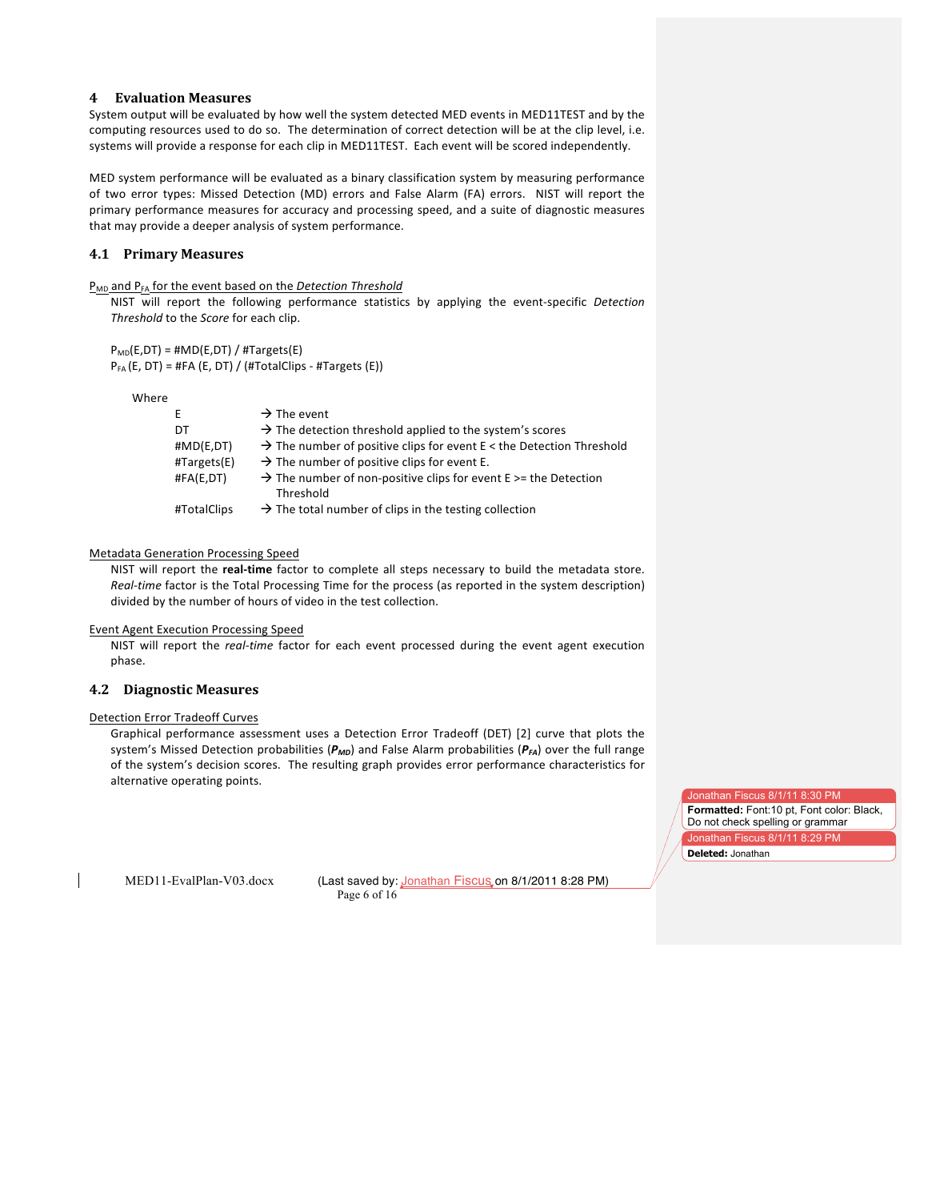# 4 Evaluation Measures

System output will be evaluated by how well the system detected MED events in MED11TEST and by the computing resources used to do so. The determination of correct detection will be at the clip level, i.e. systems will provide a response for each clip in MED11TEST. Each event will be scored independently.

MED system performance will be evaluated as a binary classification system by measuring performance of two error types: Missed Detection (MD) errors and False Alarm (FA) errors. NIST will report the primary performance measures for accuracy and processing speed, and a suite of diagnostic measures that may provide a deeper analysis of system performance.

## 4.1 Primary Measures

$P_{MD}$ and $P_{FA}$ for the event based on the *Detection Threshold*

NIST will report the following performance statistics by applying the event-specific *Detection Threshold* to the *Score* for each clip.

$P_{MD}(E,DT) = \#MD(E,DT) / \#Targets(E)$
$P_{FA}(E, DT) = \#FA(E, DT) / (\#TotalClips - \#Targets(E))$

Where

| | |
|---|---|
| E | → The event |
| DT | → The detection threshold applied to the system's scores |
| #MD(E,DT) | → The number of positive clips for event E < the Detection Threshold |
| #Targets(E) | → The number of positive clips for event E. |
| #FA(E,DT) | → The number of non-positive clips for event E >= the Detection Threshold |
| #TotalClips | → The total number of clips in the testing collection |

Metadata Generation Processing Speed

NIST will report the **real-time** factor to complete all steps necessary to build the metadata store. *Real-time* factor is the Total Processing Time for the process (as reported in the system description) divided by the number of hours of video in the test collection.

Event Agent Execution Processing Speed

NIST will report the *real-time* factor for each event processed during the event agent execution phase.

## 4.2 Diagnostic Measures

Detection Error Tradeoff Curves

Graphical performance assessment uses a Detection Error Tradeoff (DET) [2] curve that plots the system's Missed Detection probabilities (***$P_{MD}$***) and False Alarm probabilities (***$P_{FA}$***) over the full range of the system's decision scores. The resulting graph provides error performance characteristics for alternative operating points.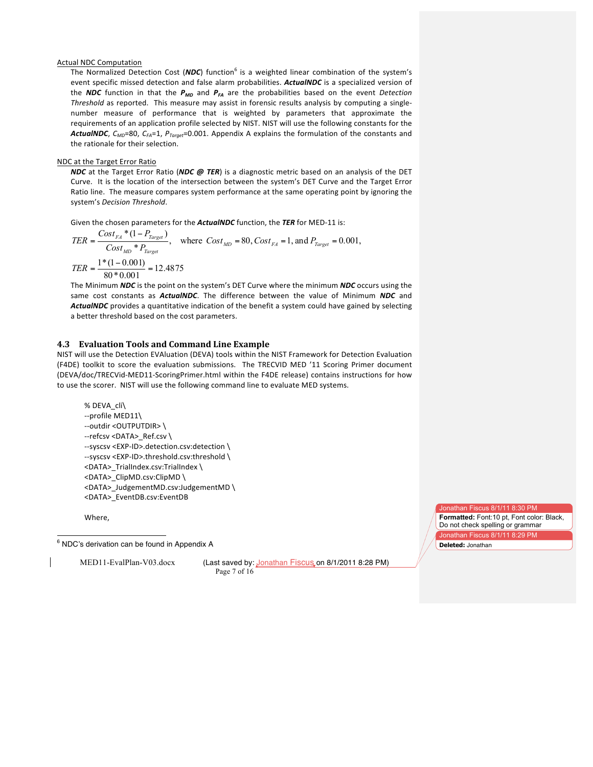Actual NDC Computation

The Normalized Detection Cost (***NDC***) function[6] is a weighted linear combination of the system's event specific missed detection and false alarm probabilities. ***ActualNDC*** is a specialized version of the ***NDC*** function in that the $P_{MD}$ and $P_{FA}$ are the probabilities based on the event *Detection Threshold* as reported. This measure may assist in forensic results analysis by computing a single-number measure of performance that is weighted by parameters that approximate the requirements of an application profile selected by NIST. NIST will use the following constants for the ***ActualNDC***, $C_{MD}$=80, $C_{FA}$=1, $P_{Target}$=0.001. Appendix A explains the formulation of the constants and the rationale for their selection.

NDC at the Target Error Ratio

***NDC*** at the Target Error Ratio (***NDC @ TER***) is a diagnostic metric based on an analysis of the DET Curve. It is the location of the intersection between the system's DET Curve and the Target Error Ratio line. The measure compares system performance at the same operating point by ignoring the system's *Decision Threshold*.

Given the chosen parameters for the ***ActualNDC*** function, the ***TER*** for MED-11 is:

$$TER = \frac{Cost_{FA} * (1 - P_{Target})}{Cost_{MD} * P_{Target}}, \quad \text{where } Cost_{MD} = 80, Cost_{FA} = 1, \text{and } P_{Target} = 0.001,$$

$$TER = \frac{1 * (1 - 0.001)}{80 * 0.001} = 12.4875$$

The Minimum ***NDC*** is the point on the system's DET Curve where the minimum ***NDC*** occurs using the same cost constants as ***ActualNDC***. The difference between the value of Minimum ***NDC*** and ***ActualNDC*** provides a quantitative indication of the benefit a system could have gained by selecting a better threshold based on the cost parameters.

## 4.3 Evaluation Tools and Command Line Example

NIST will use the Detection EVAluation (DEVA) tools within the NIST Framework for Detection Evaluation (F4DE) toolkit to score the evaluation submissions. The TRECVID MED '11 Scoring Primer document (DEVA/doc/TRECVid-MED11-ScoringPrimer.html within the F4DE release) contains instructions for how to use the scorer. NIST will use the following command line to evaluate MED systems.

```
% DEVA_cli\
--profile MED11\
--outdir <OUTPUTDIR> \
--refcsv <DATA>_Ref.csv \
--syscsv <EXP-ID>.detection.csv:detection \
--syscsv <EXP-ID>.threshold.csv:threshold \
<DATA>_TrialIndex.csv:TrialIndex \
<DATA>_ClipMD.csv:ClipMD \
<DATA>_JudgementMD.csv:JudgementMD \
<DATA>_EventDB.csv:EventDB
```

Where,

[6] NDC's derivation can be found in Appendix A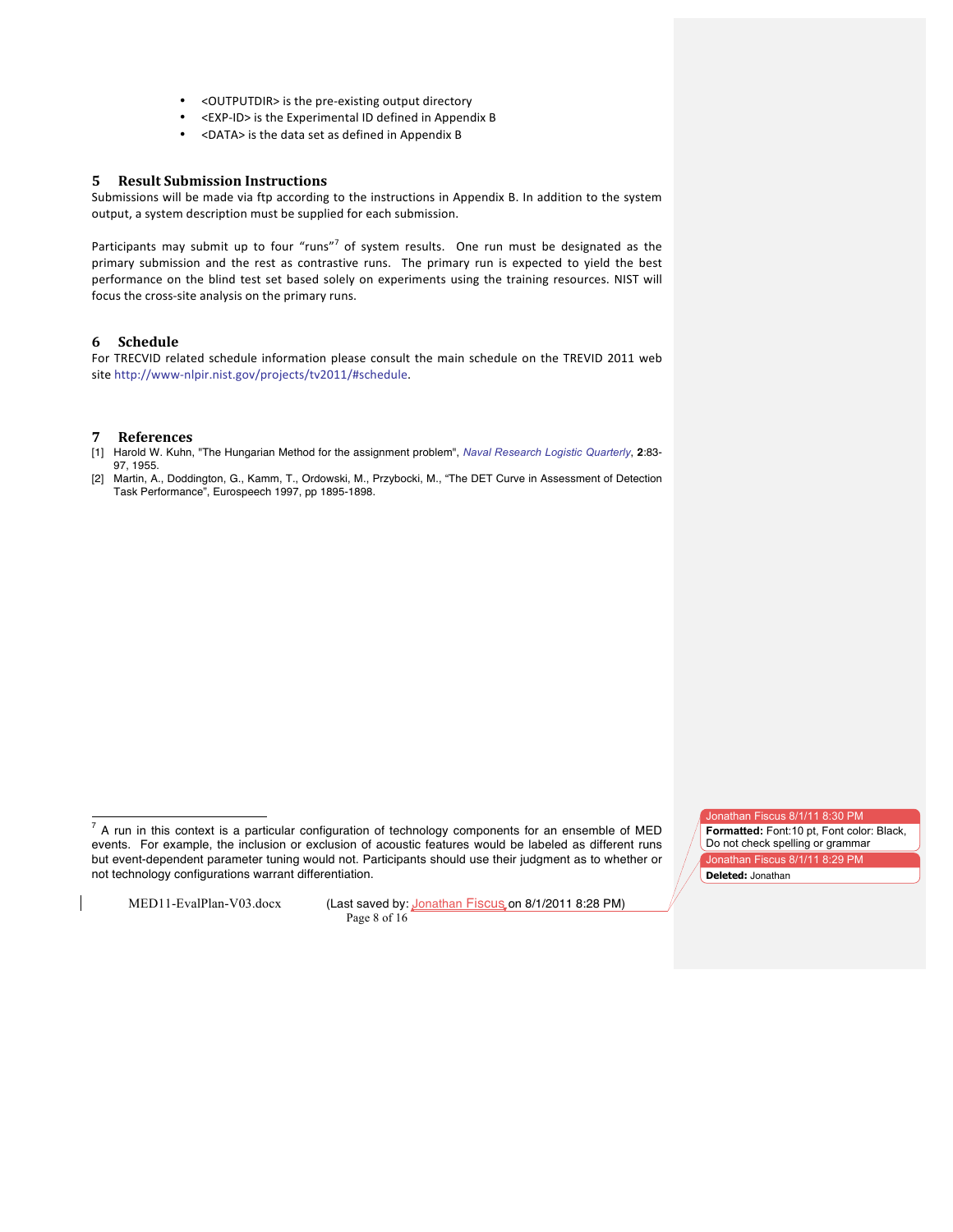- <OUTPUTDIR> is the pre-existing output directory
- <EXP-ID> is the Experimental ID defined in Appendix B
- <DATA> is the data set as defined in Appendix B

## 5 Result Submission Instructions

Submissions will be made via ftp according to the instructions in Appendix B. In addition to the system output, a system description must be supplied for each submission.

Participants may submit up to four "runs"[7] of system results. One run must be designated as the primary submission and the rest as contrastive runs. The primary run is expected to yield the best performance on the blind test set based solely on experiments using the training resources. NIST will focus the cross-site analysis on the primary runs.

## 6 Schedule

For TRECVID related schedule information please consult the main schedule on the TREVID 2011 web site http://www-nlpir.nist.gov/projects/tv2011/#schedule.

## 7 References

[1] Harold W. Kuhn, "The Hungarian Method for the assignment problem", *Naval Research Logistic Quarterly*, **2**:83-97, 1955.

[2] Martin, A., Doddington, G., Kamm, T., Ordowski, M., Przybocki, M., "The DET Curve in Assessment of Detection Task Performance", Eurospeech 1997, pp 1895-1898.

---

[7] A run in this context is a particular configuration of technology components for an ensemble of MED events. For example, the inclusion or exclusion of acoustic features would be labeled as different runs but event-dependent parameter tuning would not. Participants should use their judgment as to whether or not technology configurations warrant differentiation.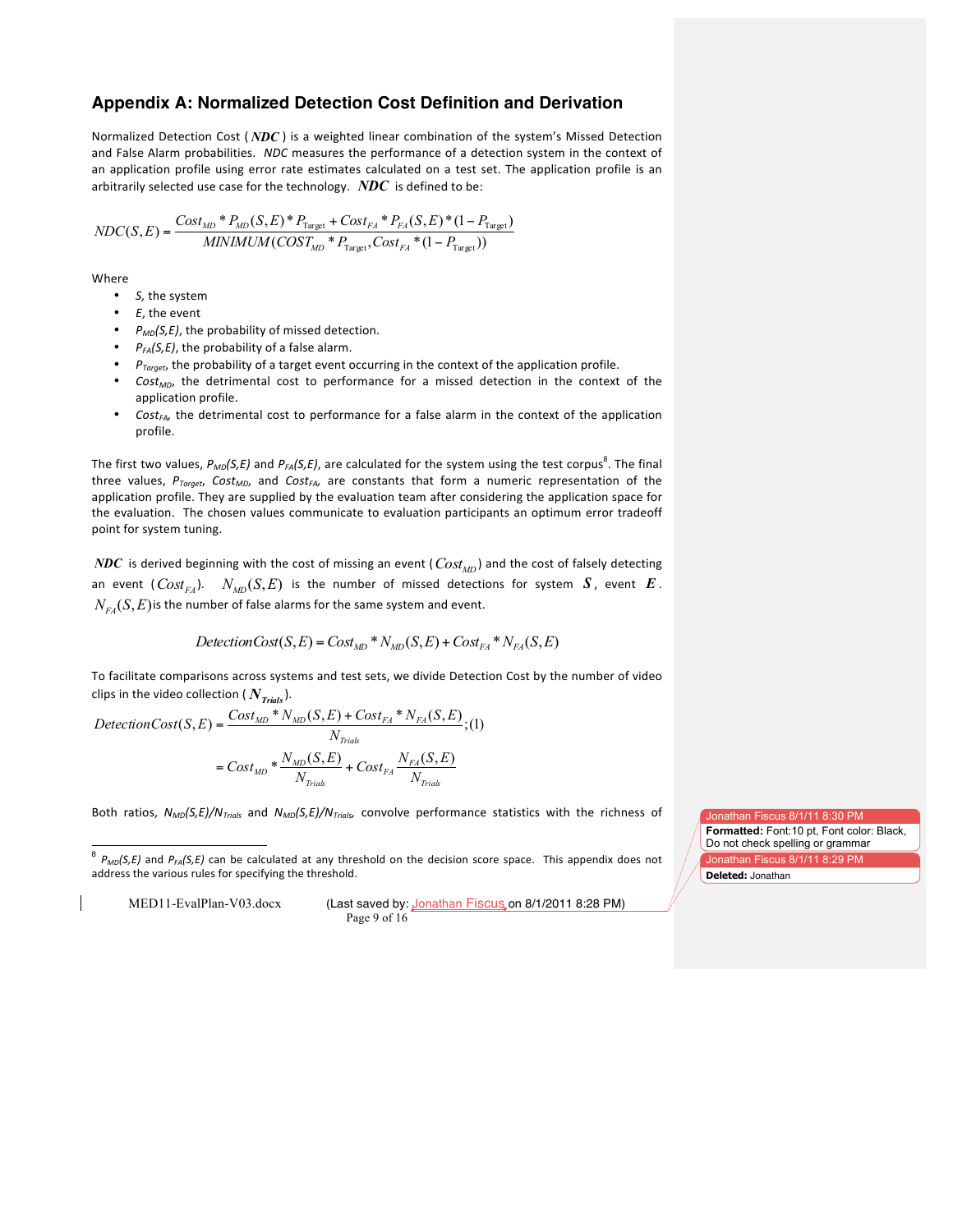## Appendix A: Normalized Detection Cost Definition and Derivation

Normalized Detection Cost ( $NDC$ ) is a weighted linear combination of the system's Missed Detection and False Alarm probabilities. *NDC* measures the performance of a detection system in the context of an application profile using error rate estimates calculated on a test set. The application profile is an arbitrarily selected use case for the technology. $NDC$ is defined to be:

$$NDC(S,E) = \frac{Cost_{MD} * P_{MD}(S,E) * P_{\text{Target}} + Cost_{FA} * P_{FA}(S,E) * (1 - P_{\text{Target}})}{MINIMUM(COST_{MD} * P_{\text{Target}}, Cost_{FA} * (1 - P_{\text{Target}}))}$$

Where

- *S*, the system
- *E*, the event
- $P_{MD}(S,E)$, the probability of missed detection.
- $P_{FA}(S,E)$, the probability of a false alarm.
- $P_{Target}$, the probability of a target event occurring in the context of the application profile.
- $Cost_{MD}$, the detrimental cost to performance for a missed detection in the context of the application profile.
- $Cost_{FA}$, the detrimental cost to performance for a false alarm in the context of the application profile.

The first two values, $P_{MD}(S,E)$ and $P_{FA}(S,E)$, are calculated for the system using the test corpus[8]. The final three values, $P_{Target}$, $Cost_{MD}$, and $Cost_{FA}$, are constants that form a numeric representation of the application profile. They are supplied by the evaluation team after considering the application space for the evaluation. The chosen values communicate to evaluation participants an optimum error tradeoff point for system tuning.

$NDC$ is derived beginning with the cost of missing an event ( $Cost_{MD}$ ) and the cost of falsely detecting an event ( $Cost_{FA}$ ). $N_{MD}(S,E)$ is the number of missed detections for system $S$, event $E$. $N_{FA}(S,E)$ is the number of false alarms for the same system and event.

$$DetectionCost(S,E) = Cost_{MD} * N_{MD}(S,E) + Cost_{FA} * N_{FA}(S,E)$$

To facilitate comparisons across systems and test sets, we divide Detection Cost by the number of video clips in the video collection ( $N_{Trials}$ ).

$$DetectionCost(S,E) = \frac{Cost_{MD} * N_{MD}(S,E) + Cost_{FA} * N_{FA}(S,E)}{N_{Trials}};(1)$$

$$= Cost_{MD} * \frac{N_{MD}(S,E)}{N_{Trials}} + Cost_{FA} \frac{N_{FA}(S,E)}{N_{Trials}}$$

Both ratios, $N_{MD}(S,E)/N_{Trials}$ and $N_{MD}(S,E)/N_{Trials}$, convolve performance statistics with the richness of

---

[8] $P_{MD}(S,E)$ and $P_{FA}(S,E)$ can be calculated at any threshold on the decision score space. This appendix does not address the various rules for specifying the threshold.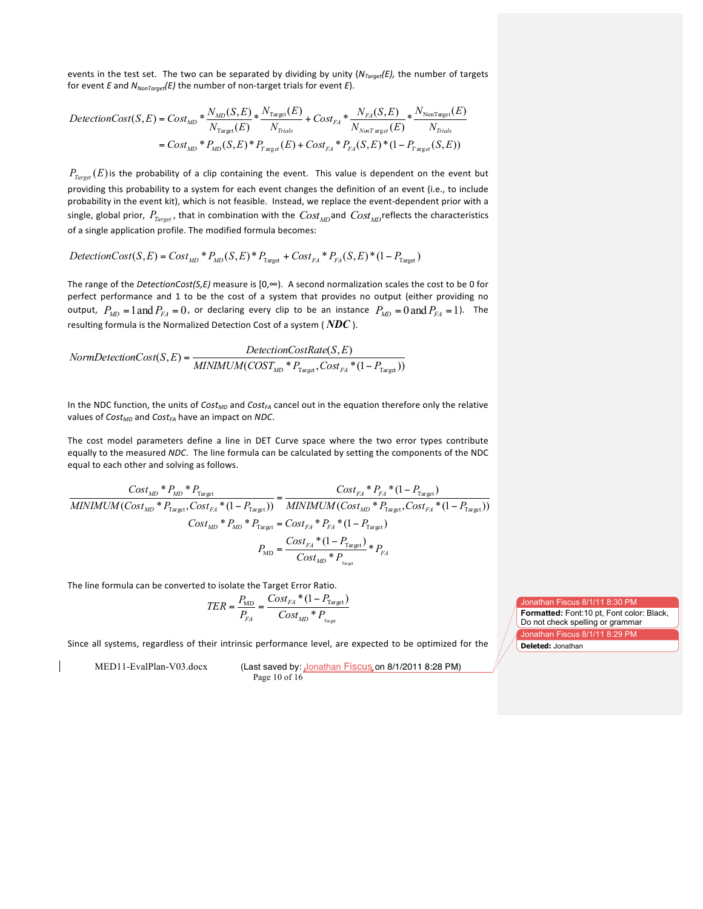events in the test set. The two can be separated by dividing by unity (*$N_{Target}(E)$*, the number of targets for event *E* and *$N_{NonTarget}(E)$* the number of non-target trials for event *E*).

$$DetectionCost(S,E) = Cost_{MD} * \frac{N_{MD}(S,E)}{N_{\text{Target}}(E)} * \frac{N_{\text{Target}}(E)}{N_{Trials}} + Cost_{FA} * \frac{N_{FA}(S,E)}{N_{NonTarget}(E)} * \frac{N_{\text{NonTarget}}(E)}{N_{Trials}}$$

$$= Cost_{MD} * P_{MD}(S,E) * P_{Target}(E) + Cost_{FA} * P_{FA}(S,E) * (1 - P_{Target}(S,E))$$

$P_{Target}(E)$ is the probability of a clip containing the event. This value is dependent on the event but providing this probability to a system for each event changes the definition of an event (i.e., to include probability in the event kit), which is not feasible. Instead, we replace the event-dependent prior with a single, global prior, $P_{Target}$, that in combination with the $Cost_{MD}$ and $Cost_{MD}$ reflects the characteristics of a single application profile. The modified formula becomes:

$$DetectionCost(S,E) = Cost_{MD} * P_{MD}(S,E) * P_{\text{Target}} + Cost_{FA} * P_{FA}(S,E) * (1 - P_{\text{Target}})$$

The range of the *DetectionCost(S,E)* measure is [0,∞). A second normalization scales the cost to be 0 for perfect performance and 1 to be the cost of a system that provides no output (either providing no output, $P_{MD} = 1$ and $P_{FA} = 0$, or declaring every clip to be an instance $P_{MD} = 0$ and $P_{FA} = 1$). The resulting formula is the Normalized Detection Cost of a system ($\boldsymbol{NDC}$).

$$NormDetectionCost(S,E) = \frac{DetectionCostRate(S,E)}{MINIMUM(COST_{MD} * P_{\text{Target}}, Cost_{FA} * (1 - P_{\text{Target}}))}$$

In the NDC function, the units of *$Cost_{MD}$* and *$Cost_{FA}$* cancel out in the equation therefore only the relative values of *$Cost_{MD}$* and *$Cost_{FA}$* have an impact on *NDC*.

The cost model parameters define a line in DET Curve space where the two error types contribute equally to the measured *NDC*. The line formula can be calculated by setting the components of the NDC equal to each other and solving as follows.

$$\frac{Cost_{MD} * P_{MD} * P_{\text{Target}}}{MINIMUM(Cost_{MD} * P_{\text{Target}}, Cost_{FA} * (1 - P_{\text{Target}}))} = \frac{Cost_{FA} * P_{FA} * (1 - P_{\text{Target}})}{MINIMUM(Cost_{MD} * P_{\text{Target}}, Cost_{FA} * (1 - P_{\text{Target}}))}$$

$$Cost_{MD} * P_{MD} * P_{\text{Target}} = Cost_{FA} * P_{FA} * (1 - P_{\text{Target}})$$

$$P_{\text{MD}} = \frac{Cost_{FA} * (1 - P_{\text{Target}})}{Cost_{MD} * P_{\text{Target}}} * P_{FA}$$

The line formula can be converted to isolate the Target Error Ratio.

$$TER = \frac{P_{\text{MD}}}{P_{FA}} = \frac{Cost_{FA} * (1 - P_{\text{Target}})}{Cost_{MD} * P_{\text{Target}}}$$

Since all systems, regardless of their intrinsic performance level, are expected to be optimized for the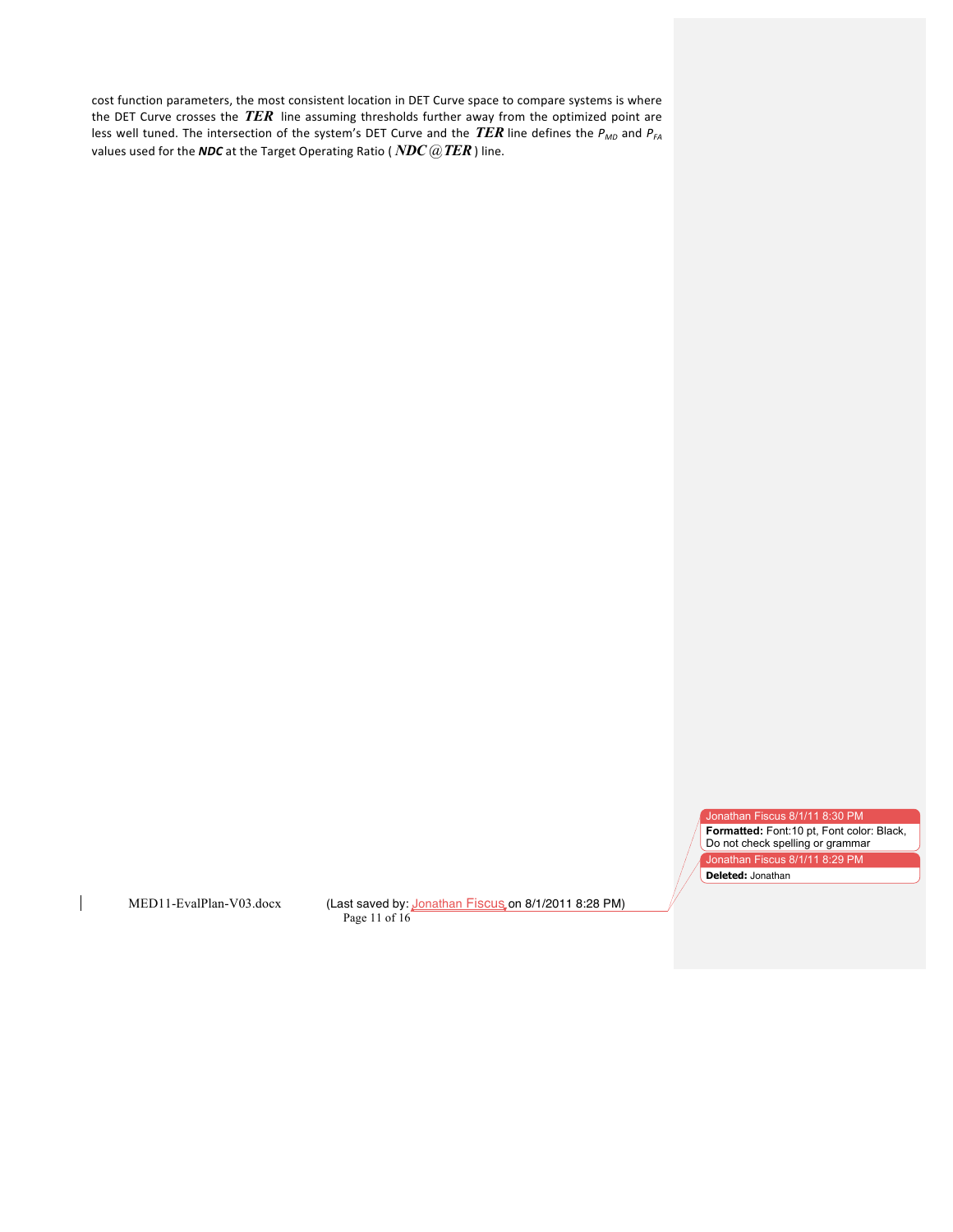cost function parameters, the most consistent location in DET Curve space to compare systems is where the DET Curve crosses the $\boldsymbol{TER}$ line assuming thresholds further away from the optimized point are less well tuned. The intersection of the system's DET Curve and the $\boldsymbol{TER}$ line defines the $P_{MD}$ and $P_{FA}$ values used for the ***NDC*** at the Target Operating Ratio ( $\boldsymbol{NDC@TER}$ ) line.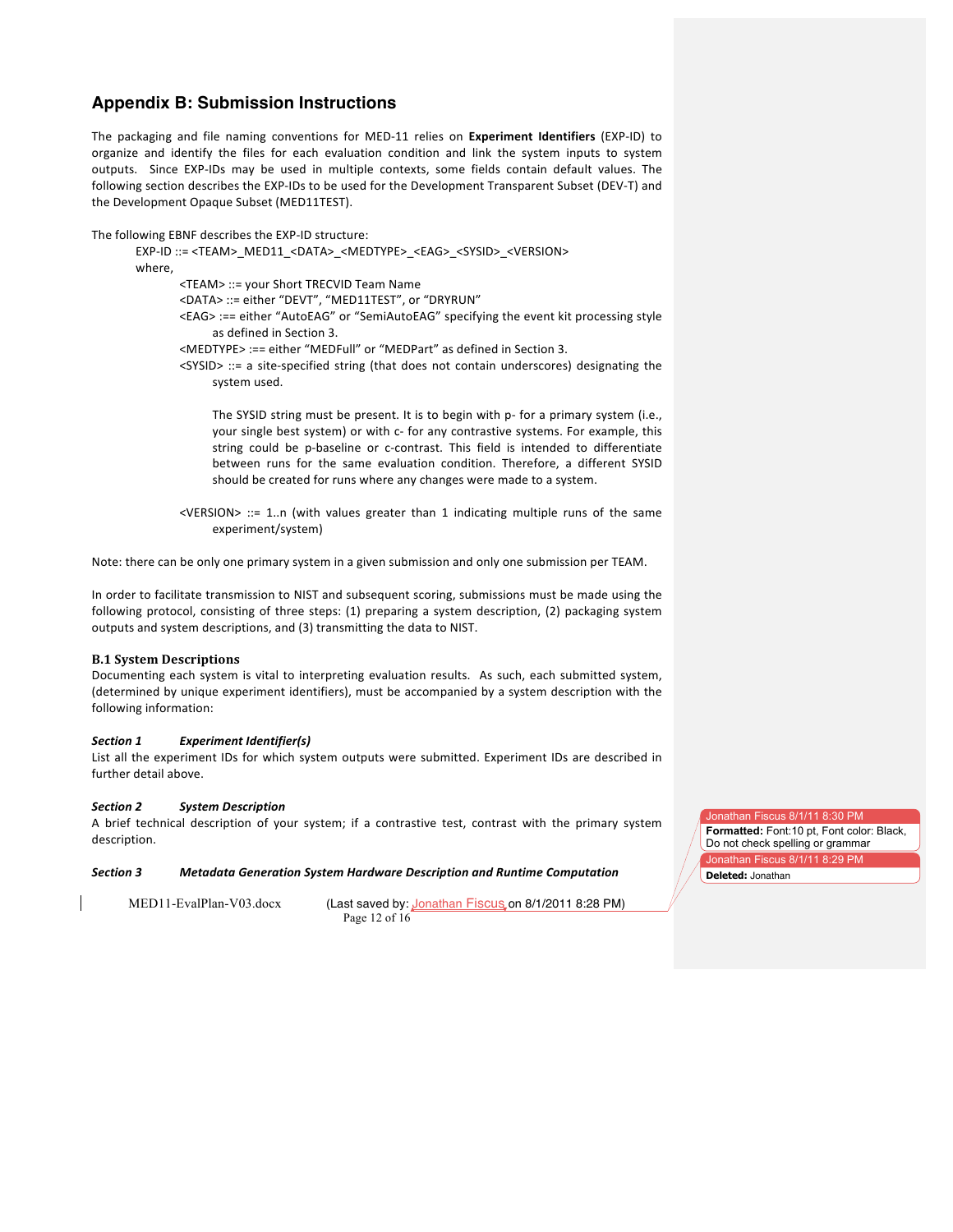## Appendix B: Submission Instructions

The packaging and file naming conventions for MED-11 relies on **Experiment Identifiers** (EXP-ID) to organize and identify the files for each evaluation condition and link the system inputs to system outputs. Since EXP-IDs may be used in multiple contexts, some fields contain default values. The following section describes the EXP-IDs to be used for the Development Transparent Subset (DEV-T) and the Development Opaque Subset (MED11TEST).

The following EBNF describes the EXP-ID structure:

EXP-ID ::= <TEAM>_MED11_<DATA>_<MEDTYPE>_<EAG>_<SYSID>_<VERSION>

where,

- <TEAM> ::= your Short TRECVID Team Name
- <DATA> ::= either "DEVT", "MED11TEST", or "DRYRUN"
- <EAG> :== either "AutoEAG" or "SemiAutoEAG" specifying the event kit processing style as defined in Section 3.
- <MEDTYPE> :== either "MEDFull" or "MEDPart" as defined in Section 3.
- <SYSID> ::= a site-specified string (that does not contain underscores) designating the system used.

  The SYSID string must be present. It is to begin with p- for a primary system (i.e., your single best system) or with c- for any contrastive systems. For example, this string could be p-baseline or c-contrast. This field is intended to differentiate between runs for the same evaluation condition. Therefore, a different SYSID should be created for runs where any changes were made to a system.

- <VERSION> ::= 1..n (with values greater than 1 indicating multiple runs of the same experiment/system)

Note: there can be only one primary system in a given submission and only one submission per TEAM.

In order to facilitate transmission to NIST and subsequent scoring, submissions must be made using the following protocol, consisting of three steps: (1) preparing a system description, (2) packaging system outputs and system descriptions, and (3) transmitting the data to NIST.

### B.1 System Descriptions

Documenting each system is vital to interpreting evaluation results. As such, each submitted system, (determined by unique experiment identifiers), must be accompanied by a system description with the following information:

***Section 1 Experiment Identifier(s)***

List all the experiment IDs for which system outputs were submitted. Experiment IDs are described in further detail above.

***Section 2 System Description***

A brief technical description of your system; if a contrastive test, contrast with the primary system description.

***Section 3 Metadata Generation System Hardware Description and Runtime Computation***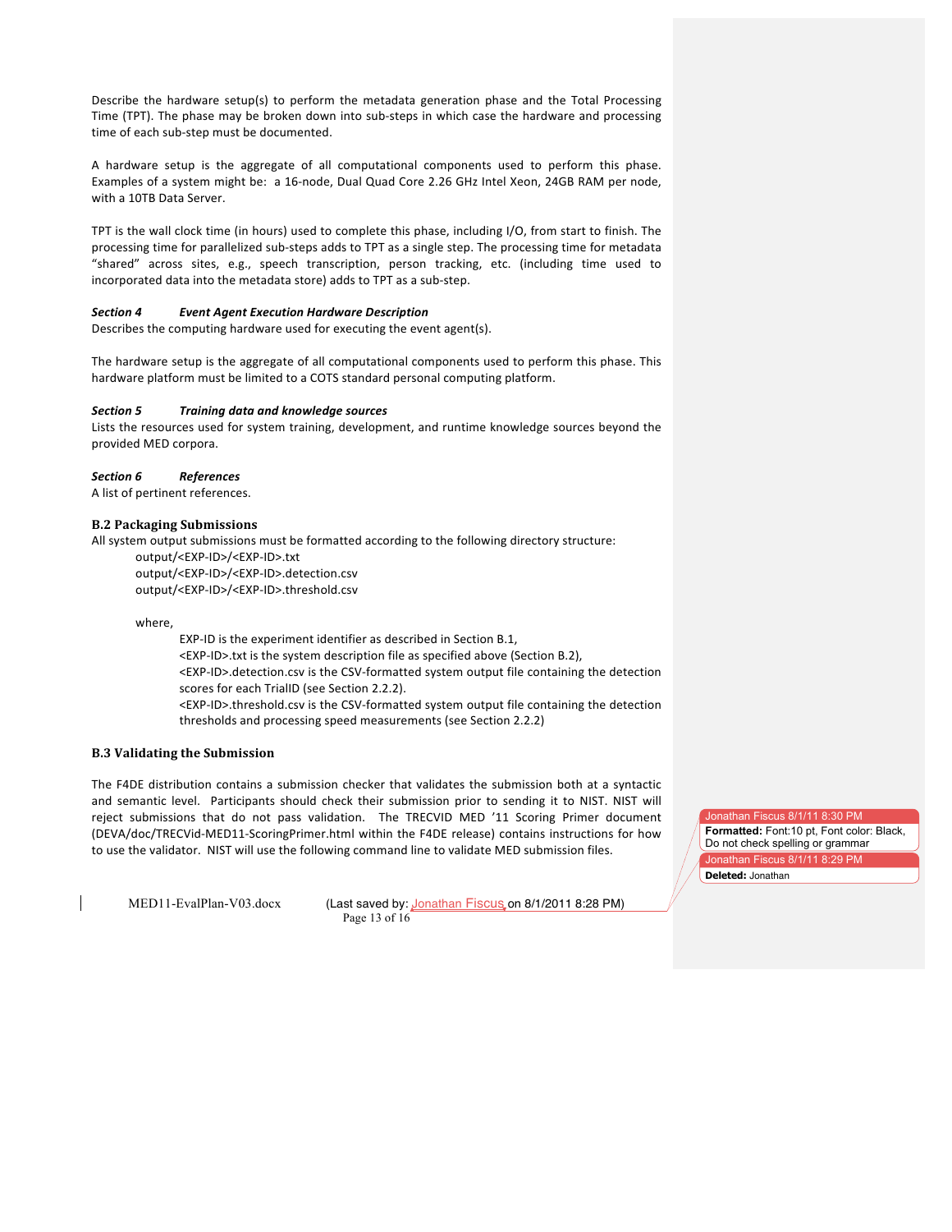Describe the hardware setup(s) to perform the metadata generation phase and the Total Processing Time (TPT). The phase may be broken down into sub-steps in which case the hardware and processing time of each sub-step must be documented.

A hardware setup is the aggregate of all computational components used to perform this phase. Examples of a system might be: a 16-node, Dual Quad Core 2.26 GHz Intel Xeon, 24GB RAM per node, with a 10TB Data Server.

TPT is the wall clock time (in hours) used to complete this phase, including I/O, from start to finish. The processing time for parallelized sub-steps adds to TPT as a single step. The processing time for metadata "shared" across sites, e.g., speech transcription, person tracking, etc. (including time used to incorporated data into the metadata store) adds to TPT as a sub-step.

***Section 4 Event Agent Execution Hardware Description***

Describes the computing hardware used for executing the event agent(s).

The hardware setup is the aggregate of all computational components used to perform this phase. This hardware platform must be limited to a COTS standard personal computing platform.

***Section 5 Training data and knowledge sources***

Lists the resources used for system training, development, and runtime knowledge sources beyond the provided MED corpora.

***Section 6 References***

A list of pertinent references.

### B.2 Packaging Submissions

All system output submissions must be formatted according to the following directory structure:

```
output/<EXP-ID>/<EXP-ID>.txt
output/<EXP-ID>/<EXP-ID>.detection.csv
output/<EXP-ID>/<EXP-ID>.threshold.csv
```

where,

EXP-ID is the experiment identifier as described in Section B.1,
<EXP-ID>.txt is the system description file as specified above (Section B.2),
<EXP-ID>.detection.csv is the CSV-formatted system output file containing the detection scores for each TrialID (see Section 2.2.2).
<EXP-ID>.threshold.csv is the CSV-formatted system output file containing the detection thresholds and processing speed measurements (see Section 2.2.2)

### B.3 Validating the Submission

The F4DE distribution contains a submission checker that validates the submission both at a syntactic and semantic level. Participants should check their submission prior to sending it to NIST. NIST will reject submissions that do not pass validation. The TRECVID MED '11 Scoring Primer document (DEVA/doc/TRECVid-MED11-ScoringPrimer.html within the F4DE release) contains instructions for how to use the validator. NIST will use the following command line to validate MED submission files.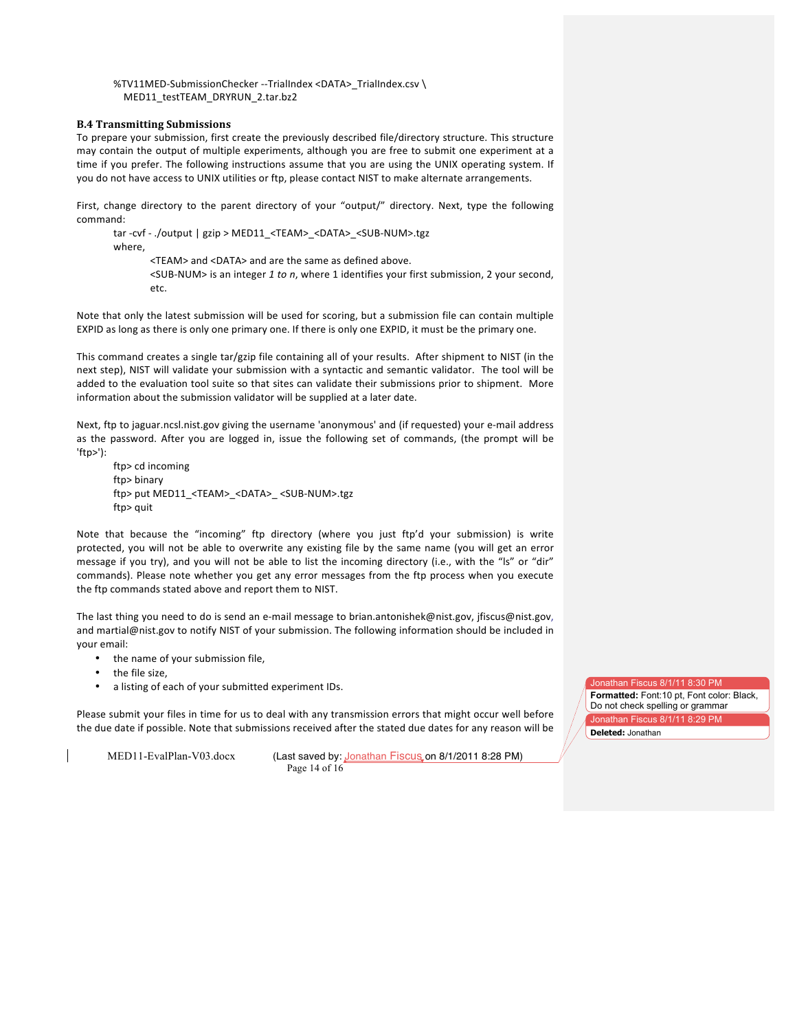```
%TV11MED-SubmissionChecker --TrialIndex <DATA>_TrialIndex.csv \
  MED11_testTEAM_DRYRUN_2.tar.bz2
```

### B.4 Transmitting Submissions

To prepare your submission, first create the previously described file/directory structure. This structure may contain the output of multiple experiments, although you are free to submit one experiment at a time if you prefer. The following instructions assume that you are using the UNIX operating system. If you do not have access to UNIX utilities or ftp, please contact NIST to make alternate arrangements.

First, change directory to the parent directory of your "output/" directory. Next, type the following command:

```
tar -cvf - ./output | gzip > MED11_<TEAM>_<DATA>_<SUB-NUM>.tgz
```

where,

<TEAM> and <DATA> and are the same as defined above.
<SUB-NUM> is an integer *1 to n*, where 1 identifies your first submission, 2 your second, etc.

Note that only the latest submission will be used for scoring, but a submission file can contain multiple EXPID as long as there is only one primary one. If there is only one EXPID, it must be the primary one.

This command creates a single tar/gzip file containing all of your results. After shipment to NIST (in the next step), NIST will validate your submission with a syntactic and semantic validator. The tool will be added to the evaluation tool suite so that sites can validate their submissions prior to shipment. More information about the submission validator will be supplied at a later date.

Next, ftp to jaguar.ncsl.nist.gov giving the username 'anonymous' and (if requested) your e-mail address as the password. After you are logged in, issue the following set of commands, (the prompt will be 'ftp>'):

```
ftp> cd incoming
ftp> binary
ftp> put MED11_<TEAM>_<DATA>_ <SUB-NUM>.tgz
ftp> quit
```

Note that because the "incoming" ftp directory (where you just ftp'd your submission) is write protected, you will not be able to overwrite any existing file by the same name (you will get an error message if you try), and you will not be able to list the incoming directory (i.e., with the "ls" or "dir" commands). Please note whether you get any error messages from the ftp process when you execute the ftp commands stated above and report them to NIST.

The last thing you need to do is send an e-mail message to brian.antonishek@nist.gov, jfiscus@nist.gov, and martial@nist.gov to notify NIST of your submission. The following information should be included in your email:

- the name of your submission file,
- the file size,
- a listing of each of your submitted experiment IDs.

Please submit your files in time for us to deal with any transmission errors that might occur well before the due date if possible. Note that submissions received after the stated due dates for any reason will be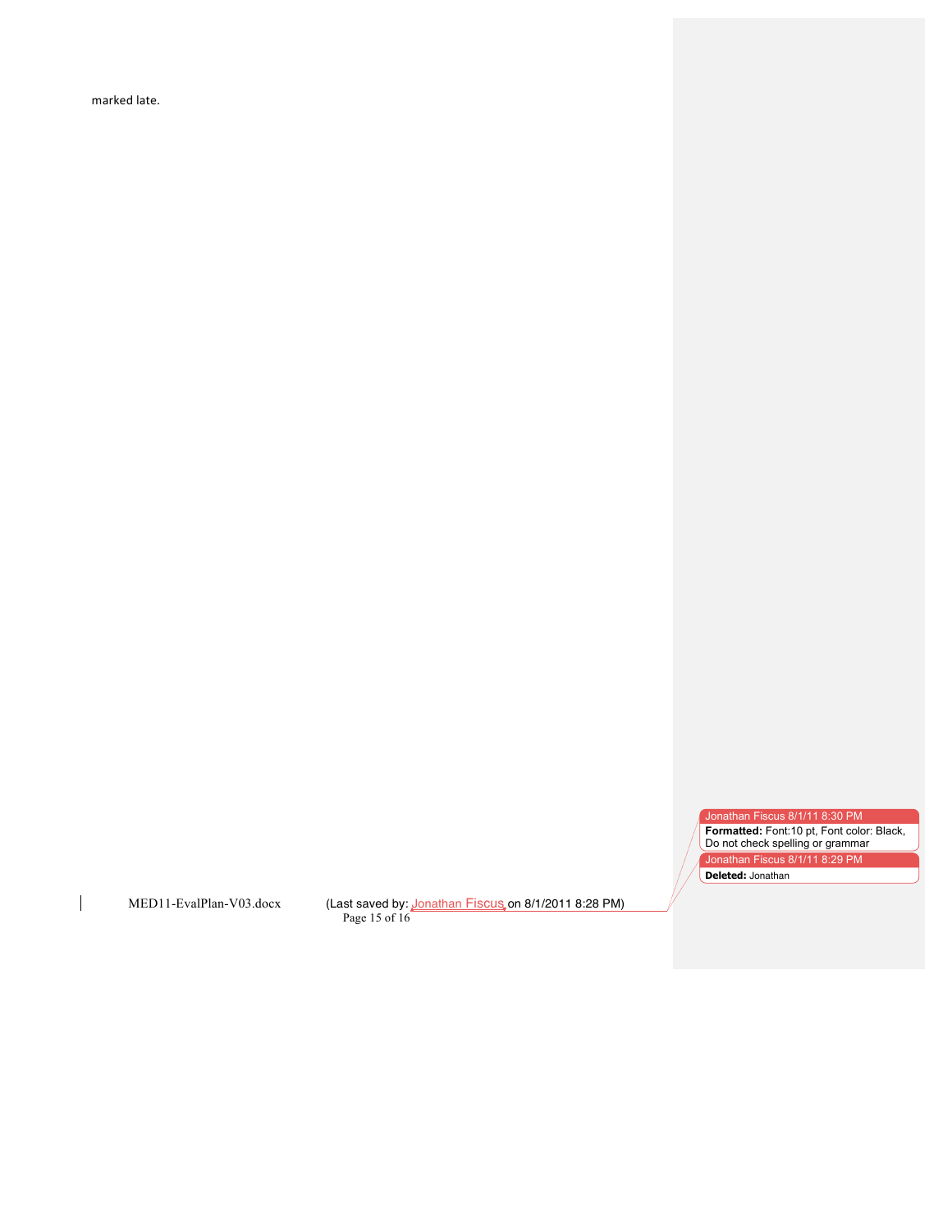marked late.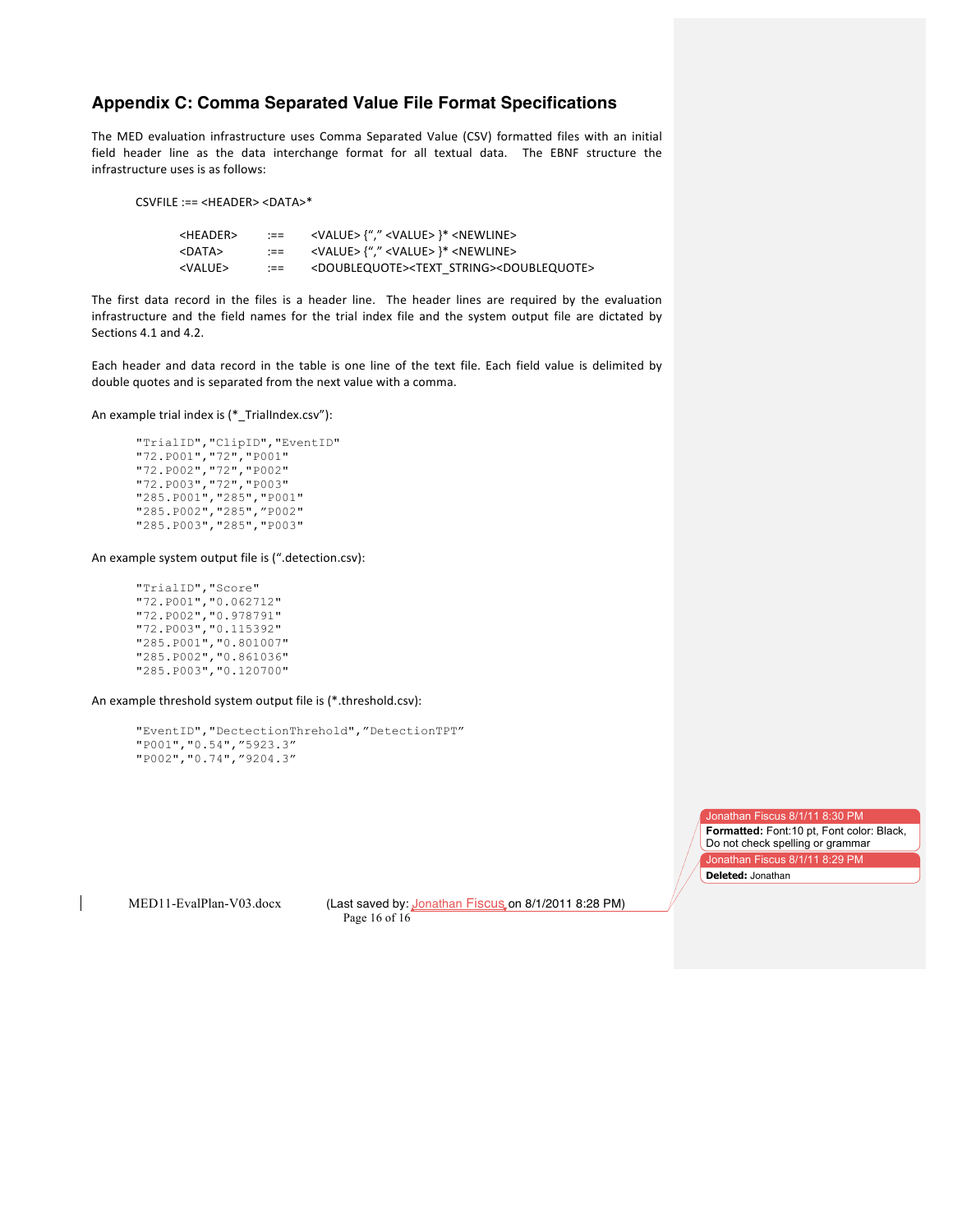## Appendix C: Comma Separated Value File Format Specifications

The MED evaluation infrastructure uses Comma Separated Value (CSV) formatted files with an initial field header line as the data interchange format for all textual data. The EBNF structure the infrastructure uses is as follows:

CSVFILE :== <HEADER> <DATA>*

```
<HEADER>    :==    <VALUE> {"," <VALUE> }* <NEWLINE>
<DATA>      :==    <VALUE> {"," <VALUE> }* <NEWLINE>
<VALUE>     :==    <DOUBLEQUOTE><TEXT_STRING><DOUBLEQUOTE>
```

The first data record in the files is a header line. The header lines are required by the evaluation infrastructure and the field names for the trial index file and the system output file are dictated by Sections 4.1 and 4.2.

Each header and data record in the table is one line of the text file. Each field value is delimited by double quotes and is separated from the next value with a comma.

An example trial index is (*_TrialIndex.csv"):

```
"TrialID","ClipID","EventID"
"72.P001","72","P001"
"72.P002","72","P002"
"72.P003","72","P003"
"285.P001","285","P001"
"285.P002","285","P002"
"285.P003","285","P003"
```

An example system output file is (".detection.csv):

```
"TrialID","Score"
"72.P001","0.062712"
"72.P002","0.978791"
"72.P003","0.115392"
"285.P001","0.801007"
"285.P002","0.861036"
"285.P003","0.120700"
```

An example threshold system output file is (*.threshold.csv):

```
"EventID","DectectionThrehold","DetectionTPT"
"P001","0.54","5923.3"
"P002","0.74","9204.3"
```

MED11-EvalPlan-V03.docx (Last saved by: Jonathan Fiscus on 8/1/2011 8:28 PM)

Jonathan Fiscus 8/1/11 8:30 PM
**Formatted:** Font:10 pt, Font color: Black, Do not check spelling or grammar

Jonathan Fiscus 8/1/11 8:29 PM
**Deleted:** Jonathan